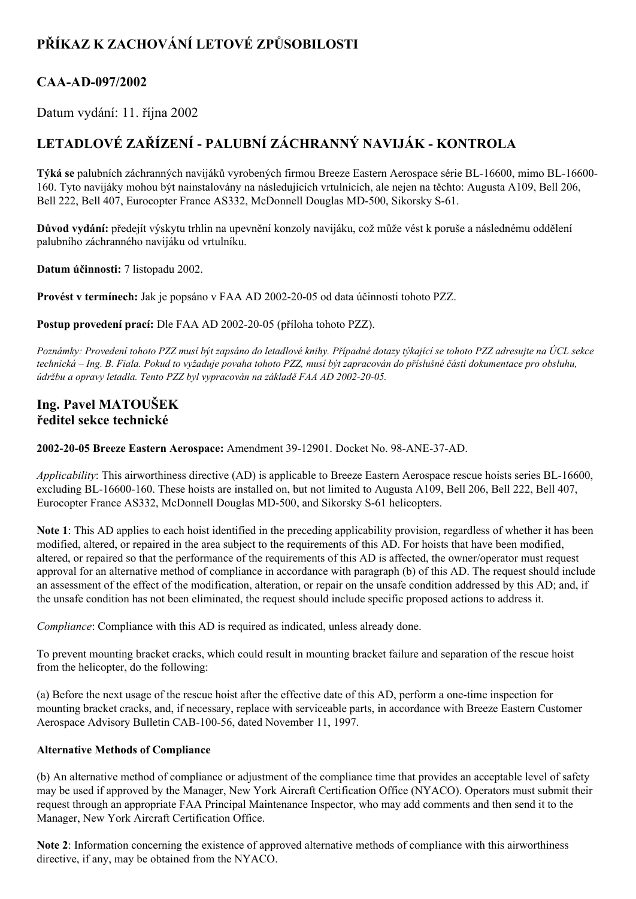# PŘÍKAZ K ZACHOVÁNÍ LETOVÉ ZPŮSOBILOSTI

## CAA-AD-097/2002

Datum vydání: 11. října 2002

## LETADLOVÉ ZAŘÍZENÍ - PALUBNÍ ZÁCHRANNÝ NAVIJÁK - KONTROLA

**Týká se** palubních záchranných navijáků vyrobených firmou Breeze Eastern Aerospace série BL-16600, mimo BL-16600-160. Tyto navijáky mohou být nainstalovány na následujících vrtulnících, ale nejen na těchto: Augusta A109, Bell 206, Bell 222, Bell 407, Eurocopter France AS332, McDonnell Douglas MD-500, Sikorsky S-61.

**Důvod vydání:** předejít výskytu trhlin na upevnění konzoly navijáku, což může vést k poruše a následnému oddělení palubního záchranného navijáku od vrtulníku.

**Datum účinnosti:** 7 listopadu 2002.

**Provést v termínech:** Jak je popsáno v FAA AD 2002-20-05 od data účinnosti tohoto PZZ.

**Postup provedení prací:** Dle FAA AD 2002-20-05 (příloha tohoto PZZ).

*Poznámky: Provedení tohoto PZZ musí být zapsáno do letadlové knihy. Případné dotazy týkající se tohoto PZZ adresujte na ÚCL sekce technická – Ing. B. Fiala. Pokud to vyžaduje povaha tohoto PZZ, musí být zapracován do příslušné části dokumentace pro obsluhu, údržbu a opravy letadla. Tento PZZ byl vypracován na základě FAA AD 2002-20-05.*

## Ing. Pavel MATOUŠEK
## ředitel sekce technické

**2002-20-05 Breeze Eastern Aerospace:** Amendment 39-12901. Docket No. 98-ANE-37-AD.

*Applicability*: This airworthiness directive (AD) is applicable to Breeze Eastern Aerospace rescue hoists series BL-16600, excluding BL-16600-160. These hoists are installed on, but not limited to Augusta A109, Bell 206, Bell 222, Bell 407, Eurocopter France AS332, McDonnell Douglas MD-500, and Sikorsky S-61 helicopters.

**Note 1**: This AD applies to each hoist identified in the preceding applicability provision, regardless of whether it has been modified, altered, or repaired in the area subject to the requirements of this AD. For hoists that have been modified, altered, or repaired so that the performance of the requirements of this AD is affected, the owner/operator must request approval for an alternative method of compliance in accordance with paragraph (b) of this AD. The request should include an assessment of the effect of the modification, alteration, or repair on the unsafe condition addressed by this AD; and, if the unsafe condition has not been eliminated, the request should include specific proposed actions to address it.

*Compliance*: Compliance with this AD is required as indicated, unless already done.

To prevent mounting bracket cracks, which could result in mounting bracket failure and separation of the rescue hoist from the helicopter, do the following:

(a) Before the next usage of the rescue hoist after the effective date of this AD, perform a one-time inspection for mounting bracket cracks, and, if necessary, replace with serviceable parts, in accordance with Breeze Eastern Customer Aerospace Advisory Bulletin CAB-100-56, dated November 11, 1997.

**Alternative Methods of Compliance**

(b) An alternative method of compliance or adjustment of the compliance time that provides an acceptable level of safety may be used if approved by the Manager, New York Aircraft Certification Office (NYACO). Operators must submit their request through an appropriate FAA Principal Maintenance Inspector, who may add comments and then send it to the Manager, New York Aircraft Certification Office.

**Note 2**: Information concerning the existence of approved alternative methods of compliance with this airworthiness directive, if any, may be obtained from the NYACO.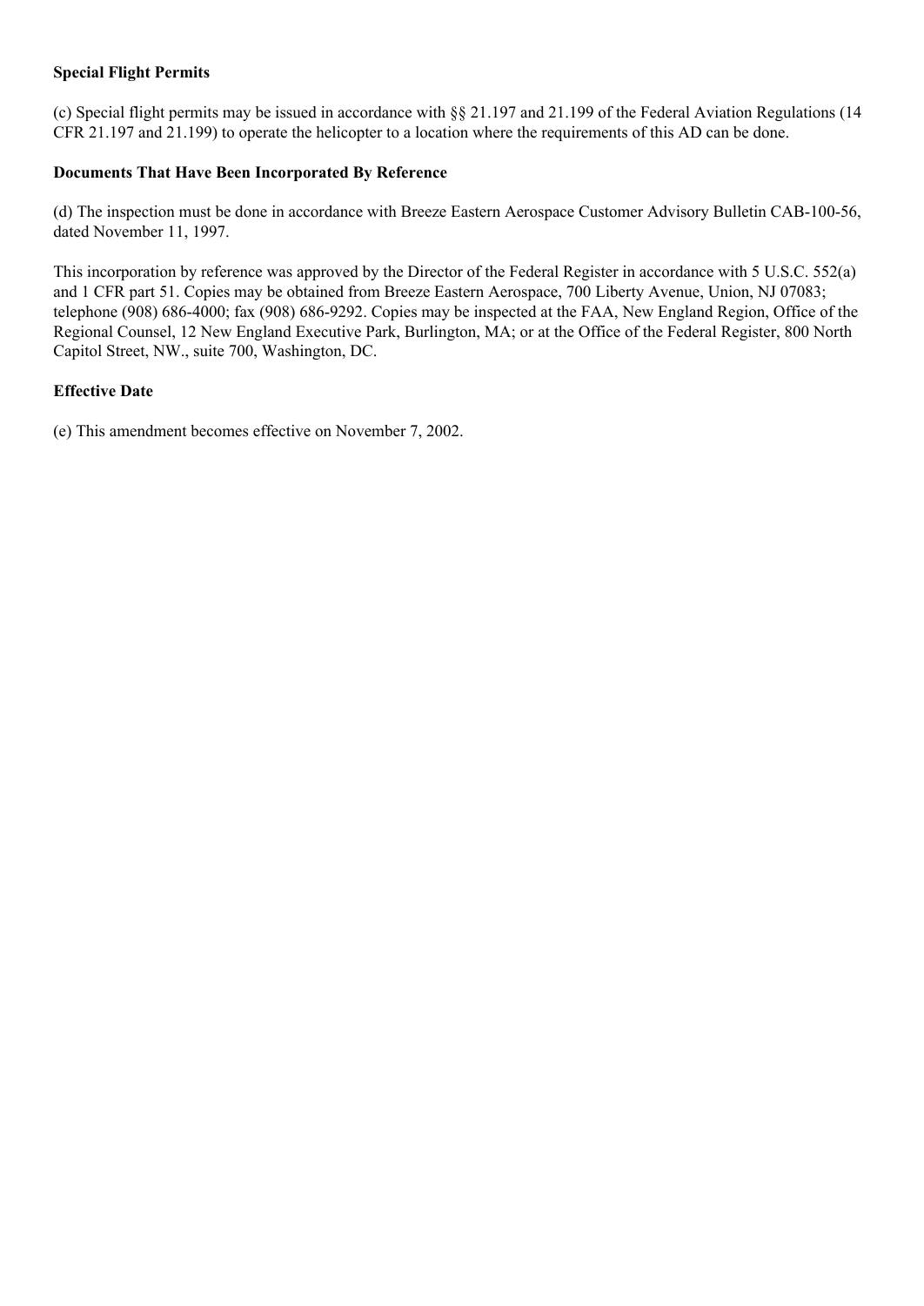**Special Flight Permits**

(c) Special flight permits may be issued in accordance with §§ 21.197 and 21.199 of the Federal Aviation Regulations (14 CFR 21.197 and 21.199) to operate the helicopter to a location where the requirements of this AD can be done.

**Documents That Have Been Incorporated By Reference**

(d) The inspection must be done in accordance with Breeze Eastern Aerospace Customer Advisory Bulletin CAB-100-56, dated November 11, 1997.

This incorporation by reference was approved by the Director of the Federal Register in accordance with 5 U.S.C. 552(a) and 1 CFR part 51. Copies may be obtained from Breeze Eastern Aerospace, 700 Liberty Avenue, Union, NJ 07083; telephone (908) 686-4000; fax (908) 686-9292. Copies may be inspected at the FAA, New England Region, Office of the Regional Counsel, 12 New England Executive Park, Burlington, MA; or at the Office of the Federal Register, 800 North Capitol Street, NW., suite 700, Washington, DC.

**Effective Date**

(e) This amendment becomes effective on November 7, 2002.